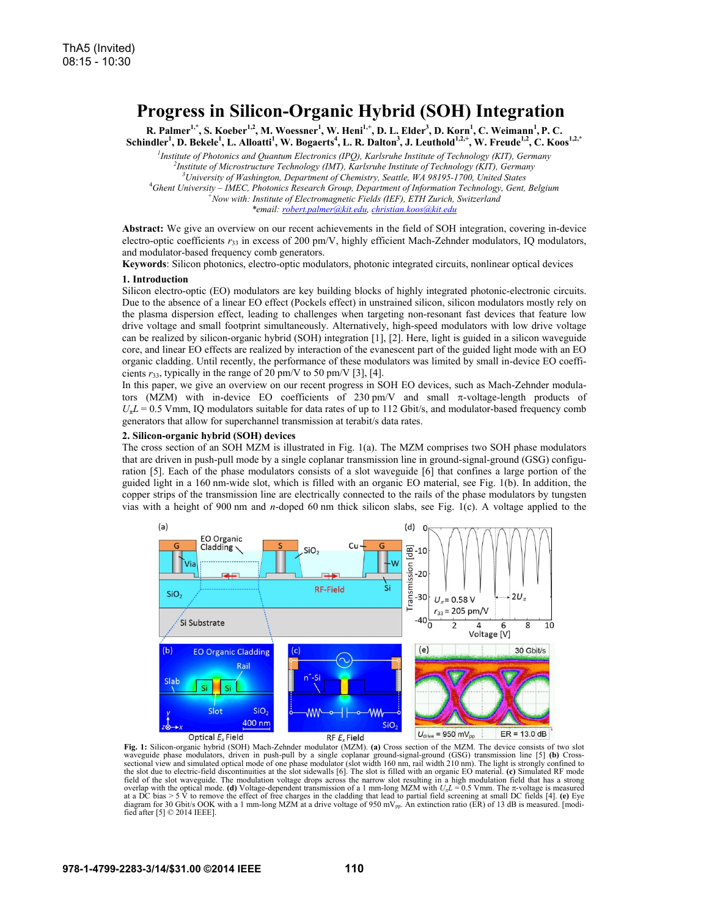# Progress in Silicon-Organic Hybrid (SOH) Integration

**R. Palmer[1,*], S. Koeber[1,2], M. Woessner[1], W. Heni[1,+], D. L. Elder[3], D. Korn[1], C. Weimann[1], P. C. Schindler[1], D. Bekele[1], L. Alloatti[1], W. Bogaerts[4], L. R. Dalton[3], J. Leuthold[1,2,+], W. Freude[1,2], C. Koos[1,2,*]**

*[1]Institute of Photonics and Quantum Electronics (IPQ), Karlsruhe Institute of Technology (KIT), Germany*
*[2]Institute of Microstructure Technology (IMT), Karlsruhe Institute of Technology (KIT), Germany*
*[3]University of Washington, Department of Chemistry, Seattle, WA 98195-1700, United States*
*[4]Ghent University – IMEC, Photonics Research Group, Department of Information Technology, Gent, Belgium*
*[+]Now with: Institute of Electromagnetic Fields (IEF), ETH Zurich, Switzerland*
*\*email: robert.palmer@kit.edu, christian.koos@kit.edu*

**Abstract:** We give an overview on our recent achievements in the field of SOH integration, covering in-device electro-optic coefficients $r_{33}$ in excess of 200 pm/V, highly efficient Mach-Zehnder modulators, IQ modulators, and modulator-based frequency comb generators.

**Keywords**: Silicon photonics, electro-optic modulators, photonic integrated circuits, nonlinear optical devices

## 1. Introduction

Silicon electro-optic (EO) modulators are key building blocks of highly integrated photonic-electronic circuits. Due to the absence of a linear EO effect (Pockels effect) in unstrained silicon, silicon modulators mostly rely on the plasma dispersion effect, leading to challenges when targeting non-resonant fast devices that feature low drive voltage and small footprint simultaneously. Alternatively, high-speed modulators with low drive voltage can be realized by silicon-organic hybrid (SOH) integration [1], [2]. Here, light is guided in a silicon waveguide core, and linear EO effects are realized by interaction of the evanescent part of the guided light mode with an EO organic cladding. Until recently, the performance of these modulators was limited by small in-device EO coefficients $r_{33}$, typically in the range of 20 pm/V to 50 pm/V [3], [4].

In this paper, we give an overview on our recent progress in SOH EO devices, such as Mach-Zehnder modulators (MZM) with in-device EO coefficients of 230 pm/V and small π-voltage-length products of $U_\pi L = 0.5$ Vmm, IQ modulators suitable for data rates of up to 112 Gbit/s, and modulator-based frequency comb generators that allow for superchannel transmission at terabit/s data rates.

## 2. Silicon-organic hybrid (SOH) devices

The cross section of an SOH MZM is illustrated in Fig. 1(a). The MZM comprises two SOH phase modulators that are driven in push-pull mode by a single coplanar transmission line in ground-signal-ground (GSG) configuration [5]. Each of the phase modulators consists of a slot waveguide [6] that confines a large portion of the guided light in a 160 nm-wide slot, which is filled with an organic EO material, see Fig. 1(b). In addition, the copper strips of the transmission line are electrically connected to the rails of the phase modulators by tungsten vias with a height of 900 nm and *n*-doped 60 nm thick silicon slabs, see Fig. 1(c). A voltage applied to the

(a)
G
EO Organic Cladding
S
SiO2
Cu
G
Via
W
RF-Field
Si
SiO2
Si Substrate

(b)
EO Organic Cladding
Rail
Slab
Si
Si
Slot
SiO2
400 nm
Optical $E_x$ Field

(c)
n+-Si
SiO2
RF $E_x$ Field

(d)
Transmission [dB]
0
-10
-20
-30
-40
$U_\pi$ = 0.58 V
$r_{33}$ = 205 pm/V
$2U_\pi$
0 2 4 6 8 10
Voltage [V]

(e)
30 Gbit/s
$U_{drive}$ = 950 mV$_{pp}$
ER = 13.0 dB

**Fig. 1:** Silicon-organic hybrid (SOH) Mach-Zehnder modulator (MZM). **(a)** Cross section of the MZM. The device consists of two slot waveguide phase modulators, driven in push-pull by a single coplanar ground-signal-ground (GSG) transmission line [5] **(b)** Cross-sectional view and simulated optical mode of one phase modulator (slot width 160 nm, rail width 210 nm). The light is strongly confined to the slot due to electric-field discontinuities at the slot sidewalls [6]. The slot is filled with an organic EO material. **(c)** Simulated RF mode field of the slot waveguide. The modulation voltage drops across the narrow slot resulting in a high modulation field that has a strong overlap with the optical mode. **(d)** Voltage-dependent transmission of a 1 mm-long MZM with $U_\pi L = 0.5$ Vmm. The π-voltage is measured at a DC bias > 5 V to remove the effect of free charges in the cladding that lead to partial field screening at small DC fields [4]. **(e)** Eye diagram for 30 Gbit/s OOK with a 1 mm-long MZM at a drive voltage of 950 mV$_{pp}$. An extinction ratio (ER) of 13 dB is measured. [modified after [5] © 2014 IEEE].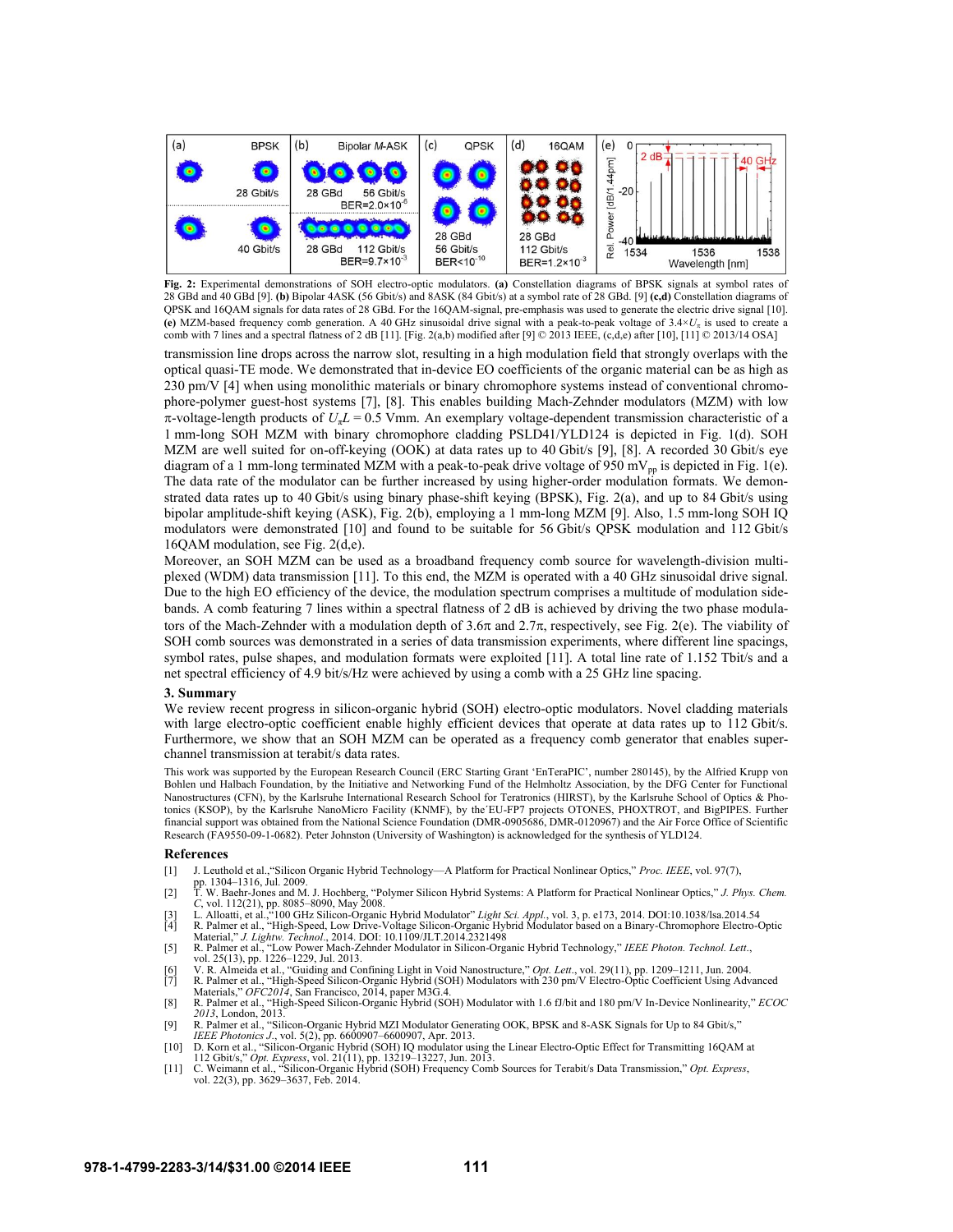(a) BPSK

28 Gbit/s

40 Gbit/s

(b) Bipolar M-ASK

28 GBd 56 Gbit/s

BER=2.0×10$^{-6}$

28 GBd 112 Gbit/s

BER=9.7×10$^{-3}$

(c) QPSK

28 GBd

56 Gbit/s

BER<10$^{-10}$

(d) 16QAM

28 GBd

112 Gbit/s

BER=1.2×10$^{-3}$

(e)

2 dB

40 GHz

Rel. Power [dB/1.44pm]

0

-20

-40

1534 1536 1538

Wavelength [nm]

**Fig. 2:** Experimental demonstrations of SOH electro-optic modulators. **(a)** Constellation diagrams of BPSK signals at symbol rates of 28 GBd and 40 GBd [9]. **(b)** Bipolar 4ASK (56 Gbit/s) and 8ASK (84 Gbit/s) at a symbol rate of 28 GBd. [9] **(c,d)** Constellation diagrams of QPSK and 16QAM signals for data rates of 28 GBd. For the 16QAM-signal, pre-emphasis was used to generate the electric drive signal [10]. **(e)** MZM-based frequency comb generation. A 40 GHz sinusoidal drive signal with a peak-to-peak voltage of $3.4 \times U_\pi$ is used to create a comb with 7 lines and a spectral flatness of 2 dB [11]. [Fig. 2(a,b) modified after [9] © 2013 IEEE, (c,d,e) after [10], [11] © 2013/14 OSA]

transmission line drops across the narrow slot, resulting in a high modulation field that strongly overlaps with the optical quasi-TE mode. We demonstrated that in-device EO coefficients of the organic material can be as high as 230 pm/V [4] when using monolithic materials or binary chromophore systems instead of conventional chromophore-polymer guest-host systems [7], [8]. This enables building Mach-Zehnder modulators (MZM) with low π-voltage-length products of $U_\pi L = 0.5$ Vmm. An exemplary voltage-dependent transmission characteristic of a 1 mm-long SOH MZM with binary chromophore cladding PSLD41/YLD124 is depicted in Fig. 1(d). SOH MZM are well suited for on-off-keying (OOK) at data rates up to 40 Gbit/s [9], [8]. A recorded 30 Gbit/s eye diagram of a 1 mm-long terminated MZM with a peak-to-peak drive voltage of 950 $\text{mV}_{\text{pp}}$ is depicted in Fig. 1(e). The data rate of the modulator can be further increased by using higher-order modulation formats. We demonstrated data rates up to 40 Gbit/s using binary phase-shift keying (BPSK), Fig. 2(a), and up to 84 Gbit/s using bipolar amplitude-shift keying (ASK), Fig. 2(b), employing a 1 mm-long MZM [9]. Also, 1.5 mm-long SOH IQ modulators were demonstrated [10] and found to be suitable for 56 Gbit/s QPSK modulation and 112 Gbit/s 16QAM modulation, see Fig. 2(d,e).

Moreover, an SOH MZM can be used as a broadband frequency comb source for wavelength-division multiplexed (WDM) data transmission [11]. To this end, the MZM is operated with a 40 GHz sinusoidal drive signal. Due to the high EO efficiency of the device, the modulation spectrum comprises a multitude of modulation sidebands. A comb featuring 7 lines within a spectral flatness of 2 dB is achieved by driving the two phase modulators of the Mach-Zehnder with a modulation depth of 3.6π and 2.7π, respectively, see Fig. 2(e). The viability of SOH comb sources was demonstrated in a series of data transmission experiments, where different line spacings, symbol rates, pulse shapes, and modulation formats were exploited [11]. A total line rate of 1.152 Tbit/s and a net spectral efficiency of 4.9 bit/s/Hz were achieved by using a comb with a 25 GHz line spacing.

### 3. Summary

We review recent progress in silicon-organic hybrid (SOH) electro-optic modulators. Novel cladding materials with large electro-optic coefficient enable highly efficient devices that operate at data rates up to 112 Gbit/s. Furthermore, we show that an SOH MZM can be operated as a frequency comb generator that enables superchannel transmission at terabit/s data rates.

This work was supported by the European Research Council (ERC Starting Grant 'EnTeraPIC', number 280145), by the Alfried Krupp von Bohlen und Halbach Foundation, by the Initiative and Networking Fund of the Helmholtz Association, by the DFG Center for Functional Nanostructures (CFN), by the Karlsruhe International Research School for Teratronics (HIRST), by the Karlsruhe School of Optics & Photonics (KSOP), by the Karlsruhe NanoMicro Facility (KNMF), by the´EU-FP7 projects OTONES, PHOXTROT, and BigPIPES. Further financial support was obtained from the National Science Foundation (DMR-0905686, DMR-0120967) and the Air Force Office of Scientific Research (FA9550-09-1-0682). Peter Johnston (University of Washington) is acknowledged for the synthesis of YLD124.

### References

[1] J. Leuthold et al.,"Silicon Organic Hybrid Technology—A Platform for Practical Nonlinear Optics," *Proc. IEEE*, vol. 97(7), pp. 1304–1316, Jul. 2009.

[2] T. W. Baehr-Jones and M. J. Hochberg, "Polymer Silicon Hybrid Systems: A Platform for Practical Nonlinear Optics," *J. Phys. Chem. C*, vol. 112(21), pp. 8085–8090, May 2008.

[3] L. Alloatti, et al.,"100 GHz Silicon-Organic Hybrid Modulator" *Light Sci. Appl.*, vol. 3, p. e173, 2014. DOI:10.1038/lsa.2014.54

[4] R. Palmer et al., "High-Speed, Low Drive-Voltage Silicon-Organic Hybrid Modulator based on a Binary-Chromophore Electro-Optic Material," *J. Lightw. Technol*., 2014. DOI: 10.1109/JLT.2014.2321498

[5] R. Palmer et al., "Low Power Mach-Zehnder Modulator in Silicon-Organic Hybrid Technology," *IEEE Photon. Technol. Lett*., vol. 25(13), pp. 1226–1229, Jul. 2013.

[6] V. R. Almeida et al., "Guiding and Confining Light in Void Nanostructure," *Opt. Lett*., vol. 29(11), pp. 1209–1211, Jun. 2004.

[7] R. Palmer et al., "High-Speed Silicon-Organic Hybrid (SOH) Modulators with 230 pm/V Electro-Optic Coefficient Using Advanced Materials," *OFC2014*, San Francisco, 2014, paper M3G.4.

[8] R. Palmer et al., "High-Speed Silicon-Organic Hybrid (SOH) Modulator with 1.6 fJ/bit and 180 pm/V In-Device Nonlinearity," *ECOC 2013*, London, 2013.

[9] R. Palmer et al., "Silicon-Organic Hybrid MZI Modulator Generating OOK, BPSK and 8-ASK Signals for Up to 84 Gbit/s," *IEEE Photonics J*., vol. 5(2), pp. 6600907–6600907, Apr. 2013.

[10] D. Korn et al., "Silicon-Organic Hybrid (SOH) IQ modulator using the Linear Electro-Optic Effect for Transmitting 16QAM at 112 Gbit/s," *Opt. Express*, vol. 21(11), pp. 13219–13227, Jun. 2013.

[11] C. Weimann et al., "Silicon-Organic Hybrid (SOH) Frequency Comb Sources for Terabit/s Data Transmission," *Opt. Express*, vol. 22(3), pp. 3629–3637, Feb. 2014.